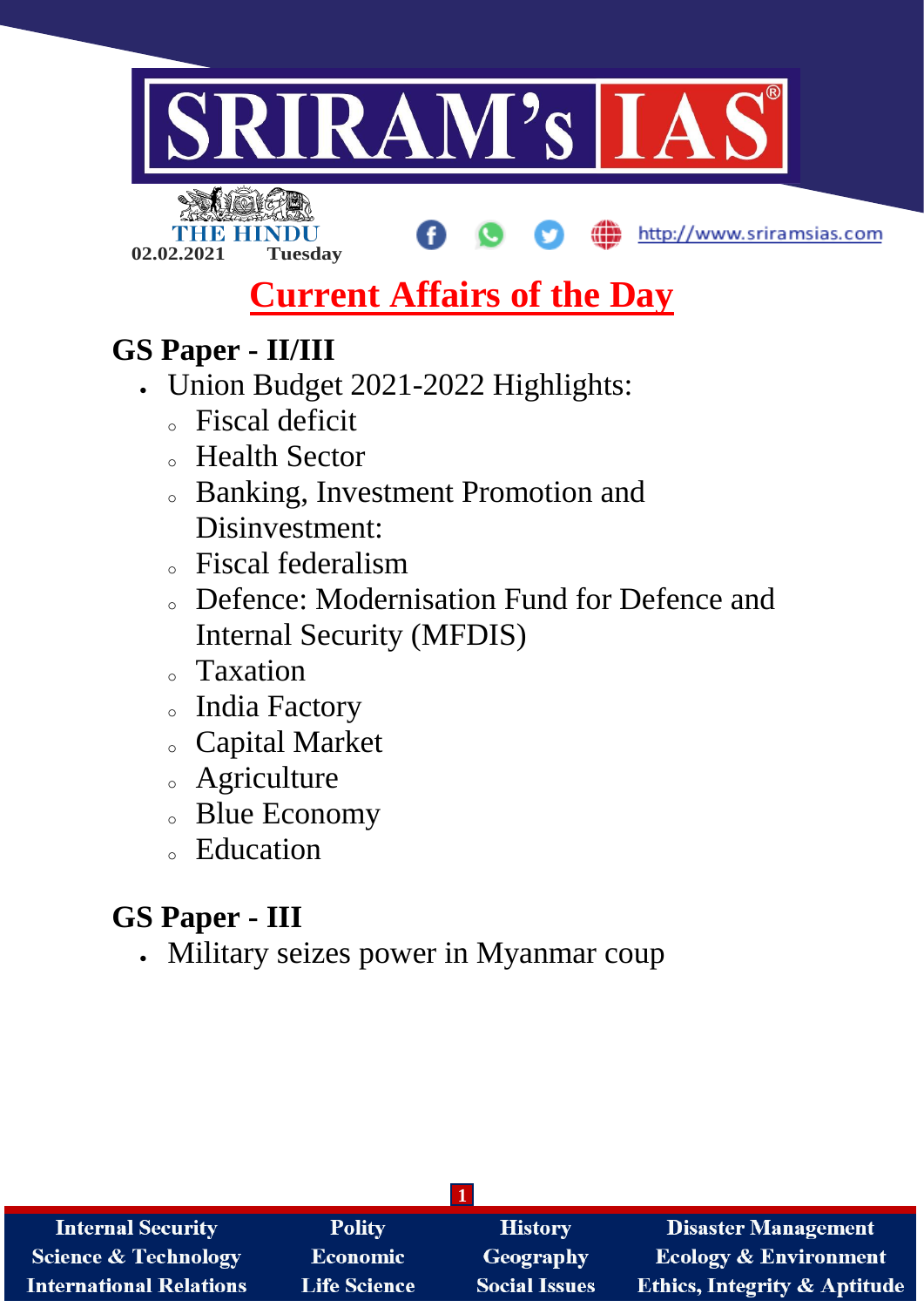# SRIRAM's IAS

THE HINDU

02.02.2021 Tuesday

http://www.sriramsias.com

## Current Affairs of the Day

### GS Paper - II/III

- Union Budget 2021-2022 Highlights:
  - Fiscal deficit
  - Health Sector
  - Banking, Investment Promotion and Disinvestment:
  - Fiscal federalism
  - Defence: Modernisation Fund for Defence and Internal Security (MFDIS)
  - Taxation
  - India Factory
  - Capital Market
  - Agriculture
  - Blue Economy
  - Education

### GS Paper - III

- Military seizes power in Myanmar coup

| Internal Security | Polity | History | Disaster Management |
| --- | --- | --- | --- |
| Science & Technology | Economic | Geography | Ecology & Environment |
| International Relations | Life Science | Social Issues | Ethics, Integrity & Aptitude |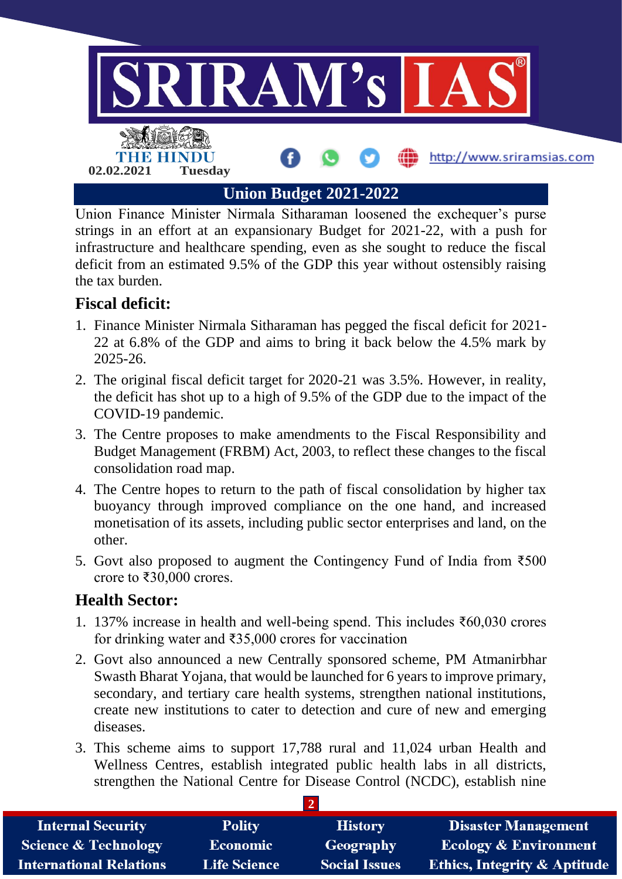## Union Budget 2021-2022

Union Finance Minister Nirmala Sitharaman loosened the exchequer's purse strings in an effort at an expansionary Budget for 2021-22, with a push for infrastructure and healthcare spending, even as she sought to reduce the fiscal deficit from an estimated 9.5% of the GDP this year without ostensibly raising the tax burden.

### Fiscal deficit:

1. Finance Minister Nirmala Sitharaman has pegged the fiscal deficit for 2021-22 at 6.8% of the GDP and aims to bring it back below the 4.5% mark by 2025-26.
2. The original fiscal deficit target for 2020-21 was 3.5%. However, in reality, the deficit has shot up to a high of 9.5% of the GDP due to the impact of the COVID-19 pandemic.
3. The Centre proposes to make amendments to the Fiscal Responsibility and Budget Management (FRBM) Act, 2003, to reflect these changes to the fiscal consolidation road map.
4. The Centre hopes to return to the path of fiscal consolidation by higher tax buoyancy through improved compliance on the one hand, and increased monetisation of its assets, including public sector enterprises and land, on the other.
5. Govt also proposed to augment the Contingency Fund of India from ₹500 crore to ₹30,000 crores.

### Health Sector:

1. 137% increase in health and well-being spend. This includes ₹60,030 crores for drinking water and ₹35,000 crores for vaccination
2. Govt also announced a new Centrally sponsored scheme, PM Atmanirbhar Swasth Bharat Yojana, that would be launched for 6 years to improve primary, secondary, and tertiary care health systems, strengthen national institutions, create new institutions to cater to detection and cure of new and emerging diseases.
3. This scheme aims to support 17,788 rural and 11,024 urban Health and Wellness Centres, establish integrated public health labs in all districts, strengthen the National Centre for Disease Control (NCDC), establish nine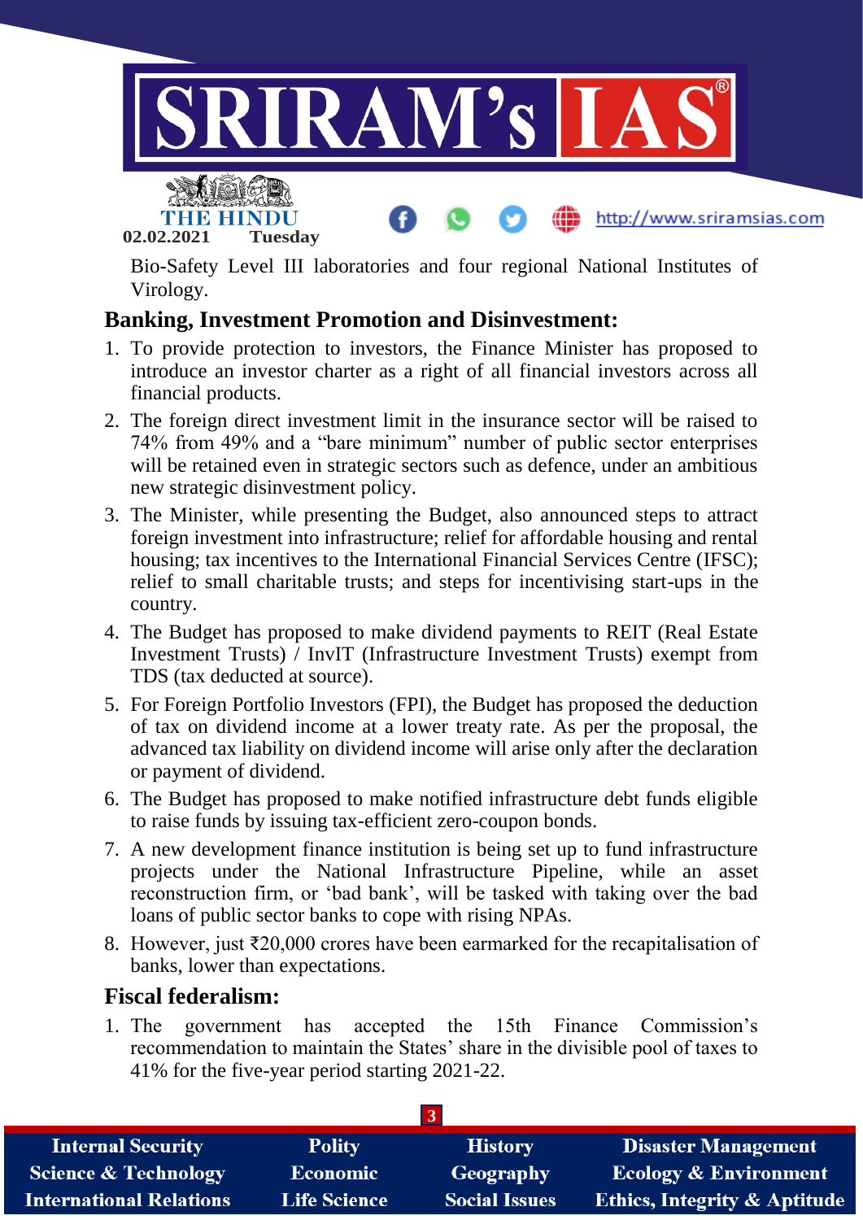Bio-Safety Level III laboratories and four regional National Institutes of Virology.

## Banking, Investment Promotion and Disinvestment:

1. To provide protection to investors, the Finance Minister has proposed to introduce an investor charter as a right of all financial investors across all financial products.
2. The foreign direct investment limit in the insurance sector will be raised to 74% from 49% and a "bare minimum" number of public sector enterprises will be retained even in strategic sectors such as defence, under an ambitious new strategic disinvestment policy.
3. The Minister, while presenting the Budget, also announced steps to attract foreign investment into infrastructure; relief for affordable housing and rental housing; tax incentives to the International Financial Services Centre (IFSC); relief to small charitable trusts; and steps for incentivising start-ups in the country.
4. The Budget has proposed to make dividend payments to REIT (Real Estate Investment Trusts) / InvIT (Infrastructure Investment Trusts) exempt from TDS (tax deducted at source).
5. For Foreign Portfolio Investors (FPI), the Budget has proposed the deduction of tax on dividend income at a lower treaty rate. As per the proposal, the advanced tax liability on dividend income will arise only after the declaration or payment of dividend.
6. The Budget has proposed to make notified infrastructure debt funds eligible to raise funds by issuing tax-efficient zero-coupon bonds.
7. A new development finance institution is being set up to fund infrastructure projects under the National Infrastructure Pipeline, while an asset reconstruction firm, or 'bad bank', will be tasked with taking over the bad loans of public sector banks to cope with rising NPAs.
8. However, just ₹20,000 crores have been earmarked for the recapitalisation of banks, lower than expectations.

## Fiscal federalism:

1. The government has accepted the 15th Finance Commission's recommendation to maintain the States' share in the divisible pool of taxes to 41% for the five-year period starting 2021-22.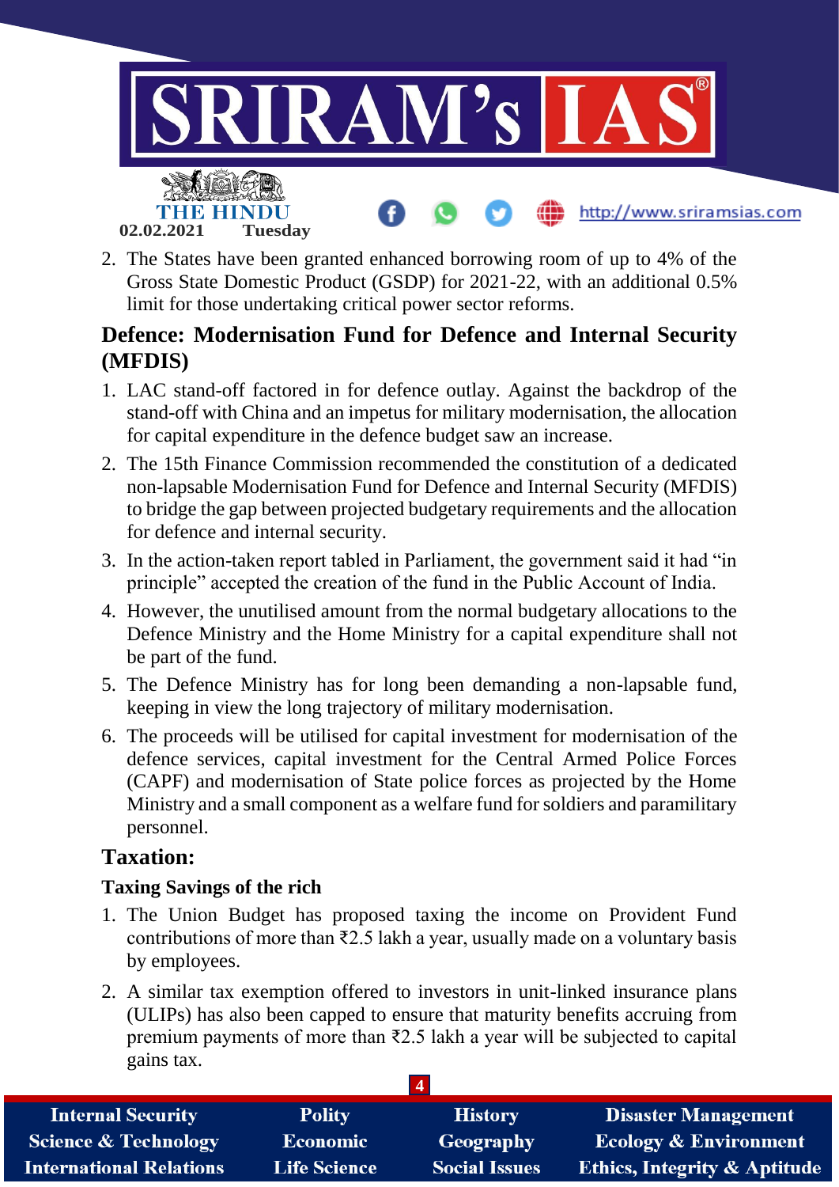2. The States have been granted enhanced borrowing room of up to 4% of the Gross State Domestic Product (GSDP) for 2021-22, with an additional 0.5% limit for those undertaking critical power sector reforms.

## Defence: Modernisation Fund for Defence and Internal Security (MFDIS)

1. LAC stand-off factored in for defence outlay. Against the backdrop of the stand-off with China and an impetus for military modernisation, the allocation for capital expenditure in the defence budget saw an increase.
2. The 15th Finance Commission recommended the constitution of a dedicated non-lapsable Modernisation Fund for Defence and Internal Security (MFDIS) to bridge the gap between projected budgetary requirements and the allocation for defence and internal security.
3. In the action-taken report tabled in Parliament, the government said it had "in principle" accepted the creation of the fund in the Public Account of India.
4. However, the unutilised amount from the normal budgetary allocations to the Defence Ministry and the Home Ministry for a capital expenditure shall not be part of the fund.
5. The Defence Ministry has for long been demanding a non-lapsable fund, keeping in view the long trajectory of military modernisation.
6. The proceeds will be utilised for capital investment for modernisation of the defence services, capital investment for the Central Armed Police Forces (CAPF) and modernisation of State police forces as projected by the Home Ministry and a small component as a welfare fund for soldiers and paramilitary personnel.

## Taxation:

### Taxing Savings of the rich

1. The Union Budget has proposed taxing the income on Provident Fund contributions of more than ₹2.5 lakh a year, usually made on a voluntary basis by employees.
2. A similar tax exemption offered to investors in unit-linked insurance plans (ULIPs) has also been capped to ensure that maturity benefits accruing from premium payments of more than ₹2.5 lakh a year will be subjected to capital gains tax.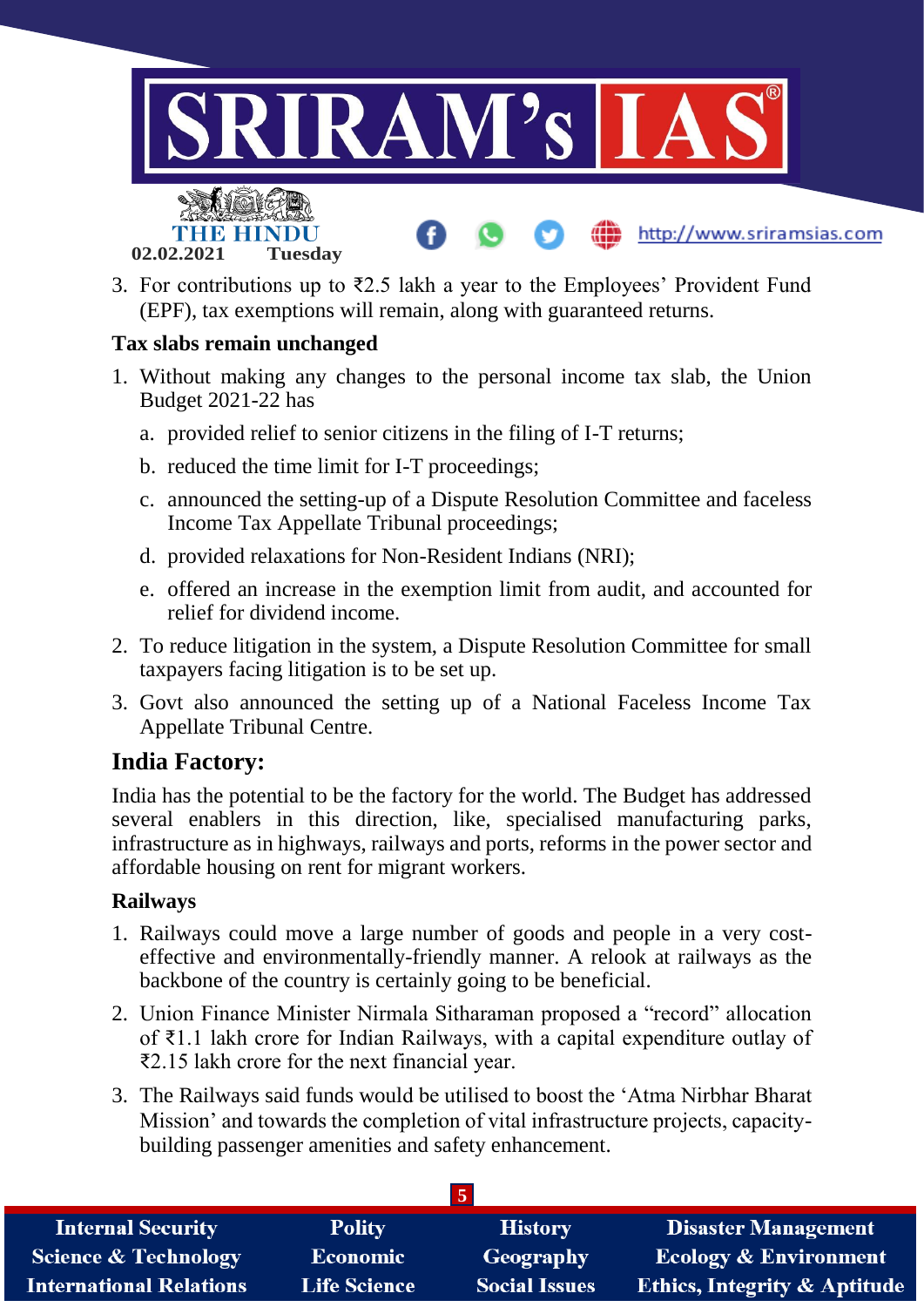3. For contributions up to ₹2.5 lakh a year to the Employees' Provident Fund (EPF), tax exemptions will remain, along with guaranteed returns.

**Tax slabs remain unchanged**

1. Without making any changes to the personal income tax slab, the Union Budget 2021-22 has
   a. provided relief to senior citizens in the filing of I-T returns;
   b. reduced the time limit for I-T proceedings;
   c. announced the setting-up of a Dispute Resolution Committee and faceless Income Tax Appellate Tribunal proceedings;
   d. provided relaxations for Non-Resident Indians (NRI);
   e. offered an increase in the exemption limit from audit, and accounted for relief for dividend income.
2. To reduce litigation in the system, a Dispute Resolution Committee for small taxpayers facing litigation is to be set up.
3. Govt also announced the setting up of a National Faceless Income Tax Appellate Tribunal Centre.

## India Factory:

India has the potential to be the factory for the world. The Budget has addressed several enablers in this direction, like, specialised manufacturing parks, infrastructure as in highways, railways and ports, reforms in the power sector and affordable housing on rent for migrant workers.

**Railways**

1. Railways could move a large number of goods and people in a very cost-effective and environmentally-friendly manner. A relook at railways as the backbone of the country is certainly going to be beneficial.
2. Union Finance Minister Nirmala Sitharaman proposed a "record" allocation of ₹1.1 lakh crore for Indian Railways, with a capital expenditure outlay of ₹2.15 lakh crore for the next financial year.
3. The Railways said funds would be utilised to boost the 'Atma Nirbhar Bharat Mission' and towards the completion of vital infrastructure projects, capacity-building passenger amenities and safety enhancement.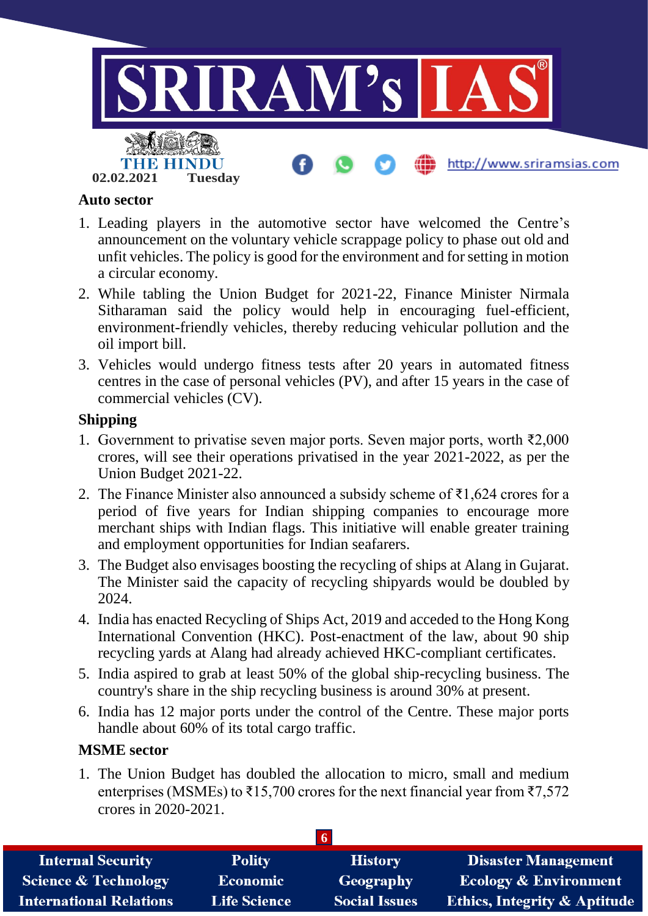### Auto sector

1. Leading players in the automotive sector have welcomed the Centre's announcement on the voluntary vehicle scrappage policy to phase out old and unfit vehicles. The policy is good for the environment and for setting in motion a circular economy.
2. While tabling the Union Budget for 2021-22, Finance Minister Nirmala Sitharaman said the policy would help in encouraging fuel-efficient, environment-friendly vehicles, thereby reducing vehicular pollution and the oil import bill.
3. Vehicles would undergo fitness tests after 20 years in automated fitness centres in the case of personal vehicles (PV), and after 15 years in the case of commercial vehicles (CV).

### Shipping

1. Government to privatise seven major ports. Seven major ports, worth ₹2,000 crores, will see their operations privatised in the year 2021-2022, as per the Union Budget 2021-22.
2. The Finance Minister also announced a subsidy scheme of ₹1,624 crores for a period of five years for Indian shipping companies to encourage more merchant ships with Indian flags. This initiative will enable greater training and employment opportunities for Indian seafarers.
3. The Budget also envisages boosting the recycling of ships at Alang in Gujarat. The Minister said the capacity of recycling shipyards would be doubled by 2024.
4. India has enacted Recycling of Ships Act, 2019 and acceded to the Hong Kong International Convention (HKC). Post-enactment of the law, about 90 ship recycling yards at Alang had already achieved HKC-compliant certificates.
5. India aspired to grab at least 50% of the global ship-recycling business. The country's share in the ship recycling business is around 30% at present.
6. India has 12 major ports under the control of the Centre. These major ports handle about 60% of its total cargo traffic.

### MSME sector

1. The Union Budget has doubled the allocation to micro, small and medium enterprises (MSMEs) to ₹15,700 crores for the next financial year from ₹7,572 crores in 2020-2021.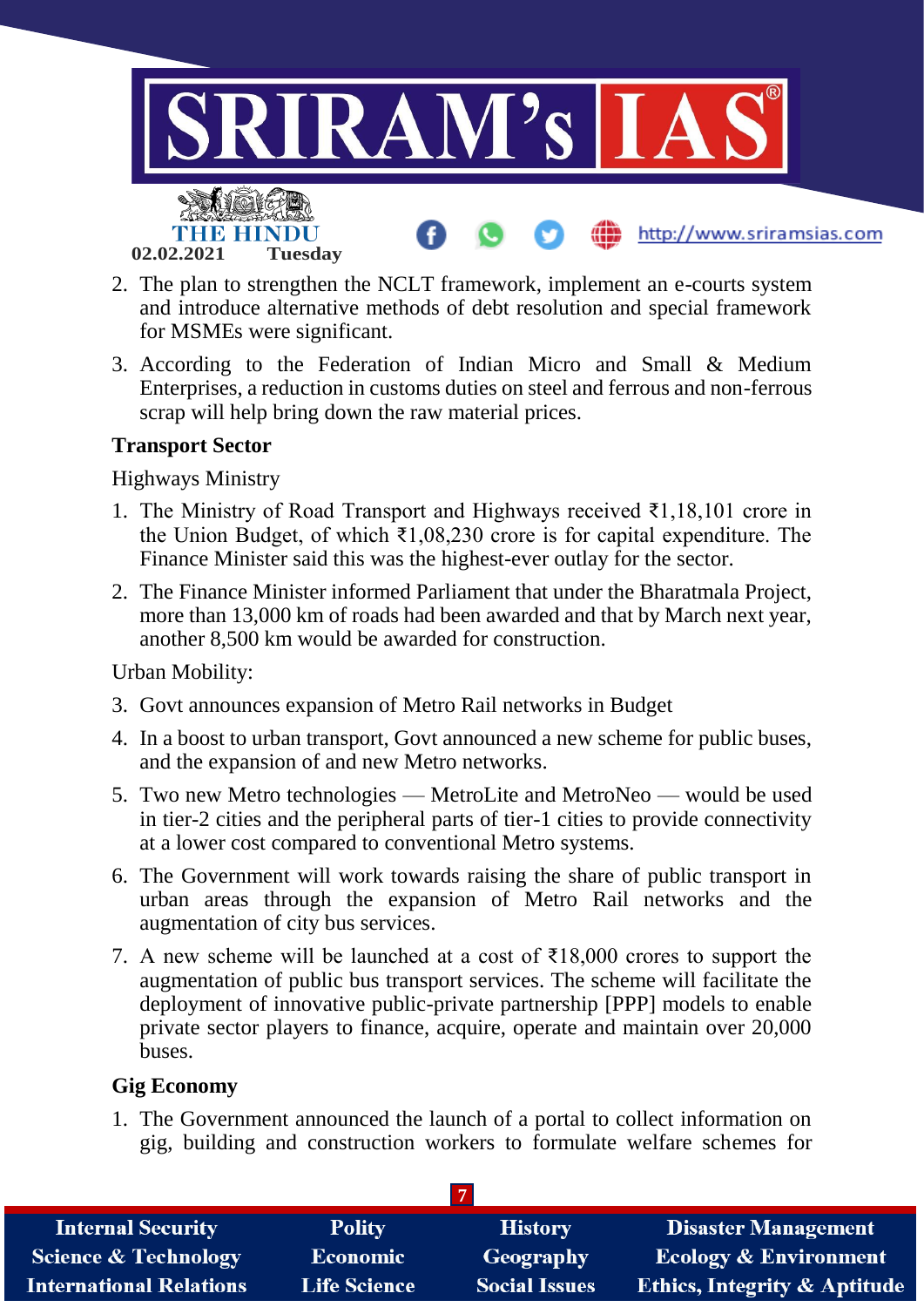2. The plan to strengthen the NCLT framework, implement an e-courts system and introduce alternative methods of debt resolution and special framework for MSMEs were significant.
3. According to the Federation of Indian Micro and Small & Medium Enterprises, a reduction in customs duties on steel and ferrous and non-ferrous scrap will help bring down the raw material prices.

**Transport Sector**

Highways Ministry

1. The Ministry of Road Transport and Highways received ₹1,18,101 crore in the Union Budget, of which ₹1,08,230 crore is for capital expenditure. The Finance Minister said this was the highest-ever outlay for the sector.
2. The Finance Minister informed Parliament that under the Bharatmala Project, more than 13,000 km of roads had been awarded and that by March next year, another 8,500 km would be awarded for construction.

Urban Mobility:

3. Govt announces expansion of Metro Rail networks in Budget
4. In a boost to urban transport, Govt announced a new scheme for public buses, and the expansion of and new Metro networks.
5. Two new Metro technologies — MetroLite and MetroNeo — would be used in tier-2 cities and the peripheral parts of tier-1 cities to provide connectivity at a lower cost compared to conventional Metro systems.
6. The Government will work towards raising the share of public transport in urban areas through the expansion of Metro Rail networks and the augmentation of city bus services.
7. A new scheme will be launched at a cost of ₹18,000 crores to support the augmentation of public bus transport services. The scheme will facilitate the deployment of innovative public-private partnership [PPP] models to enable private sector players to finance, acquire, operate and maintain over 20,000 buses.

**Gig Economy**

1. The Government announced the launch of a portal to collect information on gig, building and construction workers to formulate welfare schemes for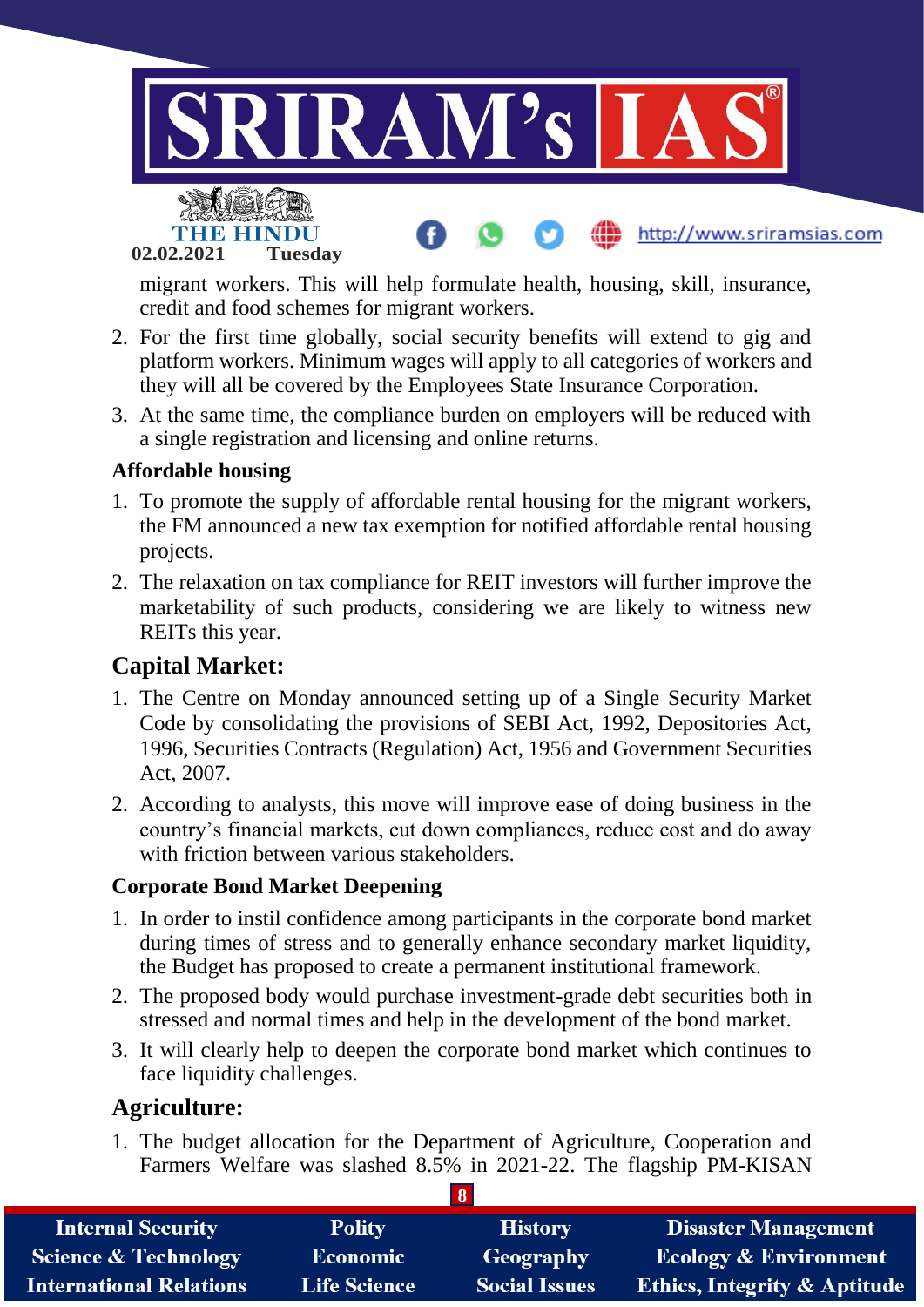migrant workers. This will help formulate health, housing, skill, insurance, credit and food schemes for migrant workers.

2. For the first time globally, social security benefits will extend to gig and platform workers. Minimum wages will apply to all categories of workers and they will all be covered by the Employees State Insurance Corporation.
3. At the same time, the compliance burden on employers will be reduced with a single registration and licensing and online returns.

### Affordable housing

1. To promote the supply of affordable rental housing for the migrant workers, the FM announced a new tax exemption for notified affordable rental housing projects.
2. The relaxation on tax compliance for REIT investors will further improve the marketability of such products, considering we are likely to witness new REITs this year.

## Capital Market:

1. The Centre on Monday announced setting up of a Single Security Market Code by consolidating the provisions of SEBI Act, 1992, Depositories Act, 1996, Securities Contracts (Regulation) Act, 1956 and Government Securities Act, 2007.
2. According to analysts, this move will improve ease of doing business in the country's financial markets, cut down compliances, reduce cost and do away with friction between various stakeholders.

### Corporate Bond Market Deepening

1. In order to instil confidence among participants in the corporate bond market during times of stress and to generally enhance secondary market liquidity, the Budget has proposed to create a permanent institutional framework.
2. The proposed body would purchase investment-grade debt securities both in stressed and normal times and help in the development of the bond market.
3. It will clearly help to deepen the corporate bond market which continues to face liquidity challenges.

## Agriculture:

1. The budget allocation for the Department of Agriculture, Cooperation and Farmers Welfare was slashed 8.5% in 2021-22. The flagship PM-KISAN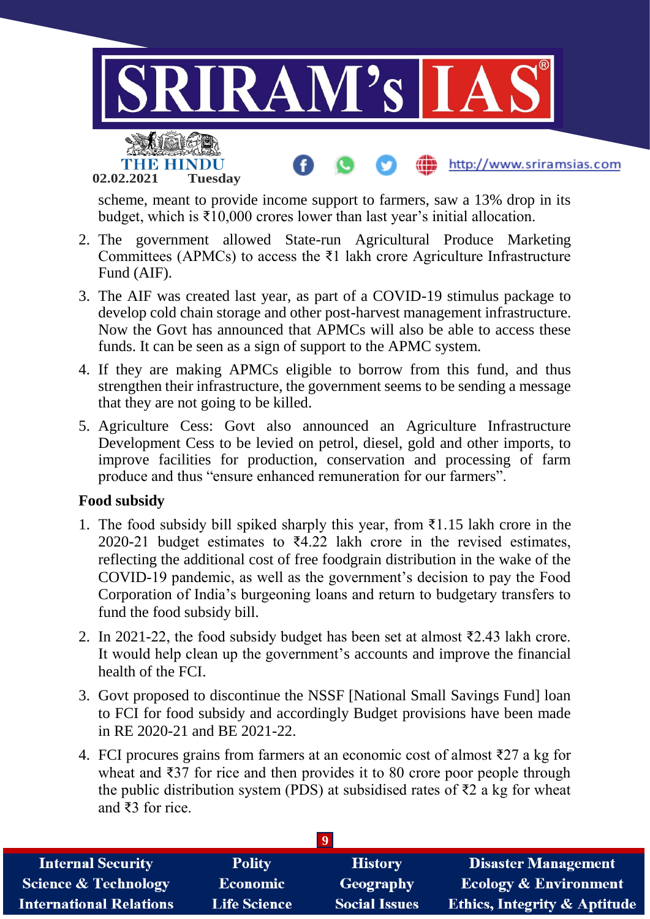scheme, meant to provide income support to farmers, saw a 13% drop in its budget, which is ₹10,000 crores lower than last year's initial allocation.

2. The government allowed State-run Agricultural Produce Marketing Committees (APMCs) to access the ₹1 lakh crore Agriculture Infrastructure Fund (AIF).
3. The AIF was created last year, as part of a COVID-19 stimulus package to develop cold chain storage and other post-harvest management infrastructure. Now the Govt has announced that APMCs will also be able to access these funds. It can be seen as a sign of support to the APMC system.
4. If they are making APMCs eligible to borrow from this fund, and thus strengthen their infrastructure, the government seems to be sending a message that they are not going to be killed.
5. Agriculture Cess: Govt also announced an Agriculture Infrastructure Development Cess to be levied on petrol, diesel, gold and other imports, to improve facilities for production, conservation and processing of farm produce and thus "ensure enhanced remuneration for our farmers".

**Food subsidy**

1. The food subsidy bill spiked sharply this year, from ₹1.15 lakh crore in the 2020-21 budget estimates to ₹4.22 lakh crore in the revised estimates, reflecting the additional cost of free foodgrain distribution in the wake of the COVID-19 pandemic, as well as the government's decision to pay the Food Corporation of India's burgeoning loans and return to budgetary transfers to fund the food subsidy bill.
2. In 2021-22, the food subsidy budget has been set at almost ₹2.43 lakh crore. It would help clean up the government's accounts and improve the financial health of the FCI.
3. Govt proposed to discontinue the NSSF [National Small Savings Fund] loan to FCI for food subsidy and accordingly Budget provisions have been made in RE 2020-21 and BE 2021-22.
4. FCI procures grains from farmers at an economic cost of almost ₹27 a kg for wheat and ₹37 for rice and then provides it to 80 crore poor people through the public distribution system (PDS) at subsidised rates of ₹2 a kg for wheat and ₹3 for rice.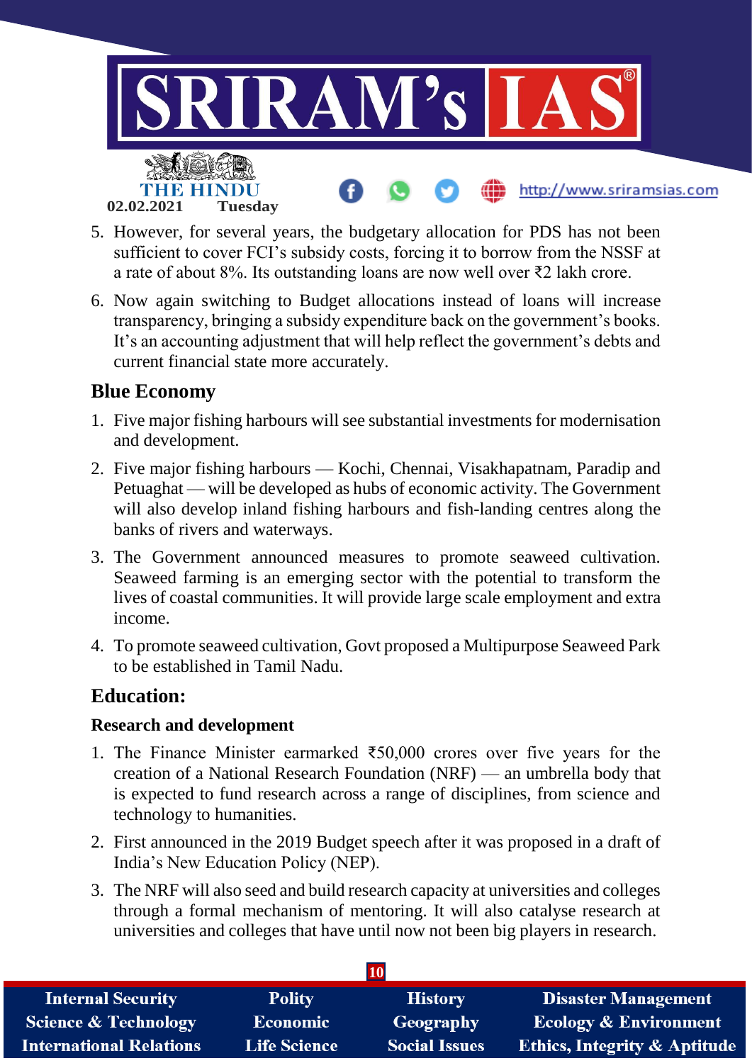5. However, for several years, the budgetary allocation for PDS has not been sufficient to cover FCI's subsidy costs, forcing it to borrow from the NSSF at a rate of about 8%. Its outstanding loans are now well over ₹2 lakh crore.
6. Now again switching to Budget allocations instead of loans will increase transparency, bringing a subsidy expenditure back on the government's books. It's an accounting adjustment that will help reflect the government's debts and current financial state more accurately.

## Blue Economy

1. Five major fishing harbours will see substantial investments for modernisation and development.
2. Five major fishing harbours — Kochi, Chennai, Visakhapatnam, Paradip and Petuaghat — will be developed as hubs of economic activity. The Government will also develop inland fishing harbours and fish-landing centres along the banks of rivers and waterways.
3. The Government announced measures to promote seaweed cultivation. Seaweed farming is an emerging sector with the potential to transform the lives of coastal communities. It will provide large scale employment and extra income.
4. To promote seaweed cultivation, Govt proposed a Multipurpose Seaweed Park to be established in Tamil Nadu.

## Education:

### Research and development

1. The Finance Minister earmarked ₹50,000 crores over five years for the creation of a National Research Foundation (NRF) — an umbrella body that is expected to fund research across a range of disciplines, from science and technology to humanities.
2. First announced in the 2019 Budget speech after it was proposed in a draft of India's New Education Policy (NEP).
3. The NRF will also seed and build research capacity at universities and colleges through a formal mechanism of mentoring. It will also catalyse research at universities and colleges that have until now not been big players in research.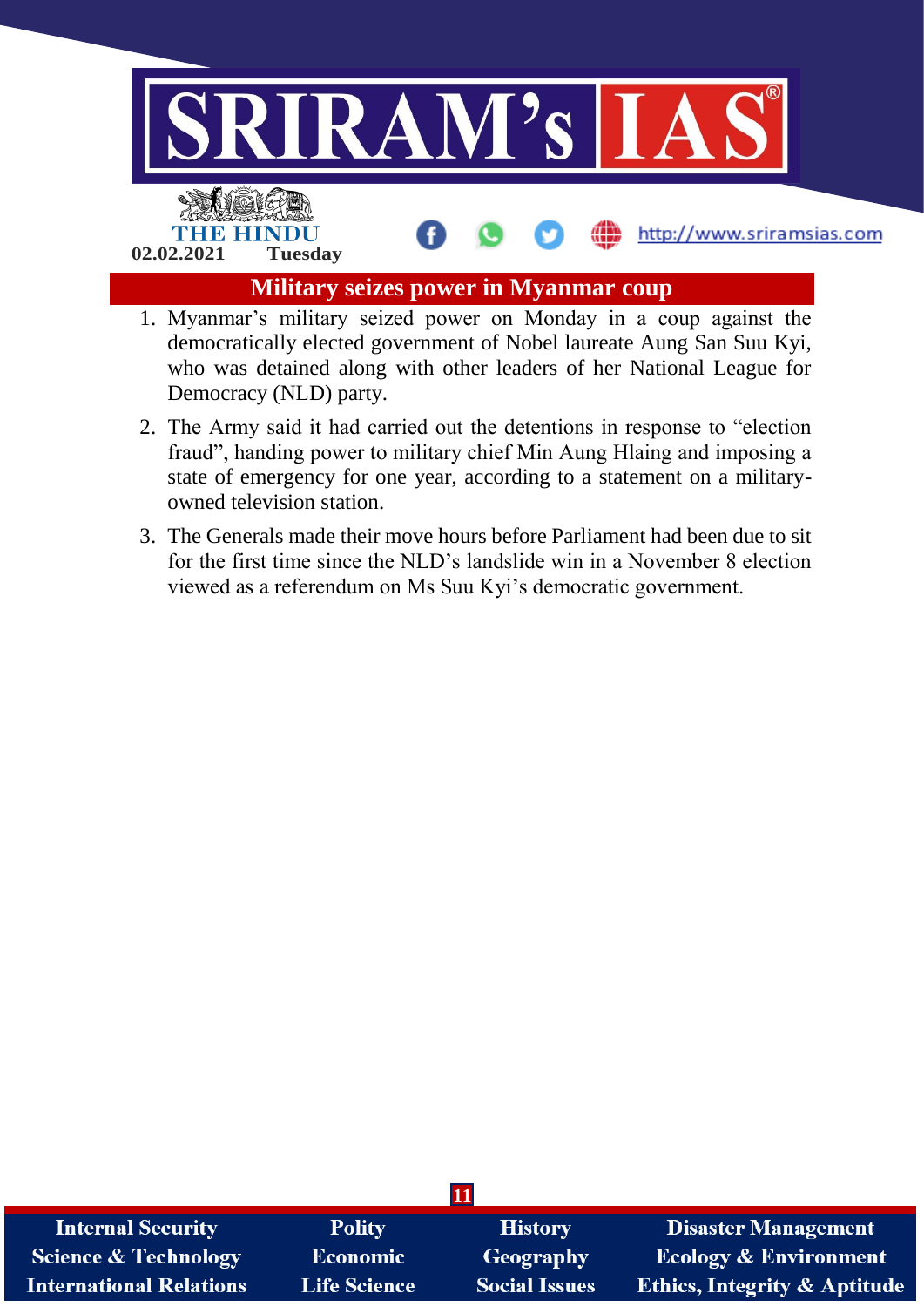## Military seizes power in Myanmar coup

1. Myanmar's military seized power on Monday in a coup against the democratically elected government of Nobel laureate Aung San Suu Kyi, who was detained along with other leaders of her National League for Democracy (NLD) party.
2. The Army said it had carried out the detentions in response to "election fraud", handing power to military chief Min Aung Hlaing and imposing a state of emergency for one year, according to a statement on a military-owned television station.
3. The Generals made their move hours before Parliament had been due to sit for the first time since the NLD's landslide win in a November 8 election viewed as a referendum on Ms Suu Kyi's democratic government.